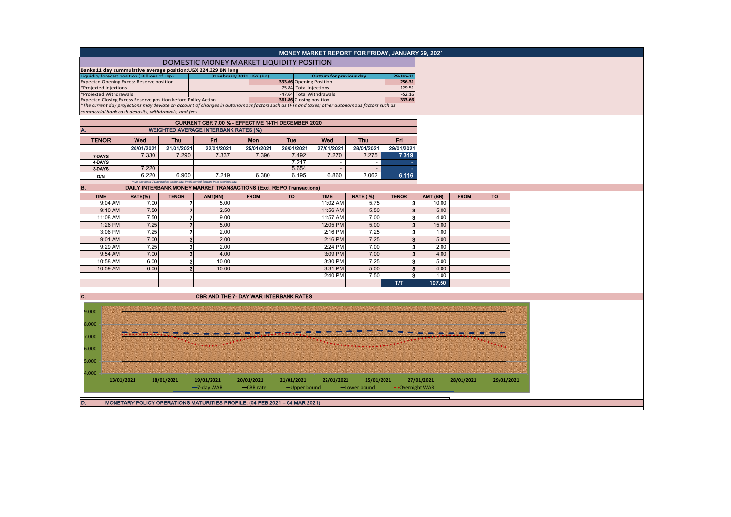# MONEY MARKET REPORT FOR FRIDAY, JANUARY 29, 2021

## DOMESTIC MONEY MARKET LIQUIDITY POSITION

**Banks 11 day cummulative average position:UGX 224.329 BN long**

| Liquidity forecast position ( Billions of Ugx) | 01 February 2021 UGX (Bn) | Outturn for previous day | 29-Jan-21 |
|---|---|---|---|
| Expected Opening Excess Reserve position | 333.66 | Opening Position | 256.31 |
| *Projected Injections | 75.84 | Total Injections | 129.51 |
| *Projected Withdrawals | -47.64 | Total Withdrawals | -52.16 |
| Expected Closing Excess Reserve position before Policy Action | 361.86 | Closing position | 333.66 |

*The current day projections may deviate on account of changes in autonomous factors such as EFTs and taxes; other autonomous factors such as commercial bank cash deposits, withdrawals, and fees.*

## CURRENT CBR 7.00 % - EFFECTIVE 14TH DECEMBER 2020

### A. WEIGHTED AVERAGE INTERBANK RATES (%)

| TENOR | Wed | Thu | Fri | Mon | Tue | Wed | Thu | Fri |
|---|---|---|---|---|---|---|---|---|
| | 20/01/2021 | 21/01/2021 | 22/01/2021 | 25/01/2021 | 26/01/2021 | 27/01/2021 | 28/01/2021 | 29/01/2021 |
| 7-DAYS | 7.330 | 7.290 | 7.337 | 7.396 | 7.492 | 7.270 | 7.275 | 7.319 |
| 4-DAYS | | | | | 7.217 | - | - | - |
| 3-DAYS | 7.220 | | | | 5.654 | - | - | - |
| O/N | 6.220 | 6.900 | 7.219 | 6.380 | 6.195 | 6.860 | 7.062 | 6.116 |

*=No executed 7-Day trades on the day. WAR carried forward from previous day.

### B. DAILY INTERBANK MONEY MARKET TRANSACTIONS (Excl. REPO Transactions)

| TIME | RATE(%) | TENOR | AMT(BN) | FROM | TO | TIME | RATE (%) | TENOR | AMT (BN) | FROM | TO |
|---|---|---|---|---|---|---|---|---|---|---|---|
| 9:04 AM | 7.00 | 7 | 5.00 | | | 11:02 AM | 5.75 | 3 | 10.00 | | |
| 9:10 AM | 7.50 | 7 | 2.50 | | | 11:56 AM | 5.50 | 3 | 5.00 | | |
| 11:08 AM | 7.50 | 7 | 9.00 | | | 11:57 AM | 7.00 | 3 | 4.00 | | |
| 1:26 PM | 7.25 | 7 | 5.00 | | | 12:05 PM | 5.00 | 3 | 15.00 | | |
| 3:06 PM | 7.25 | 7 | 2.00 | | | 2:16 PM | 7.25 | 3 | 1.00 | | |
| 9:01 AM | 7.00 | 3 | 2.00 | | | 2:16 PM | 7.25 | 3 | 5.00 | | |
| 9:29 AM | 7.25 | 3 | 2.00 | | | 2:24 PM | 7.00 | 3 | 2.00 | | |
| 9:54 AM | 7.00 | 3 | 4.00 | | | 3:09 PM | 7.00 | 3 | 4.00 | | |
| 10:58 AM | 6.00 | 3 | 10.00 | | | 3:30 PM | 7.25 | 3 | 5.00 | | |
| 10:59 AM | 6.00 | 3 | 10.00 | | | 3:31 PM | 5.00 | 3 | 4.00 | | |
| | | | | | | 2:40 PM | 7.50 | 3 | 1.00 | | |
| | | | | | | | | T/T | 107.50 | | |

### C. CBR AND THE 7- DAY WAR INTERBANK RATES

Legend: 7-day WAR, CBR rate, Upper bound, Lower bound, Overnight WAR

Dates: 13/01/2021, 18/01/2021, 19/01/2021, 20/01/2021, 21/01/2021, 22/01/2021, 25/01/2021, 27/01/2021, 28/01/2021, 29/01/2021

### D. MONETARY POLICY OPERATIONS MATURITIES PROFILE: (04 FEB 2021 – 04 MAR 2021)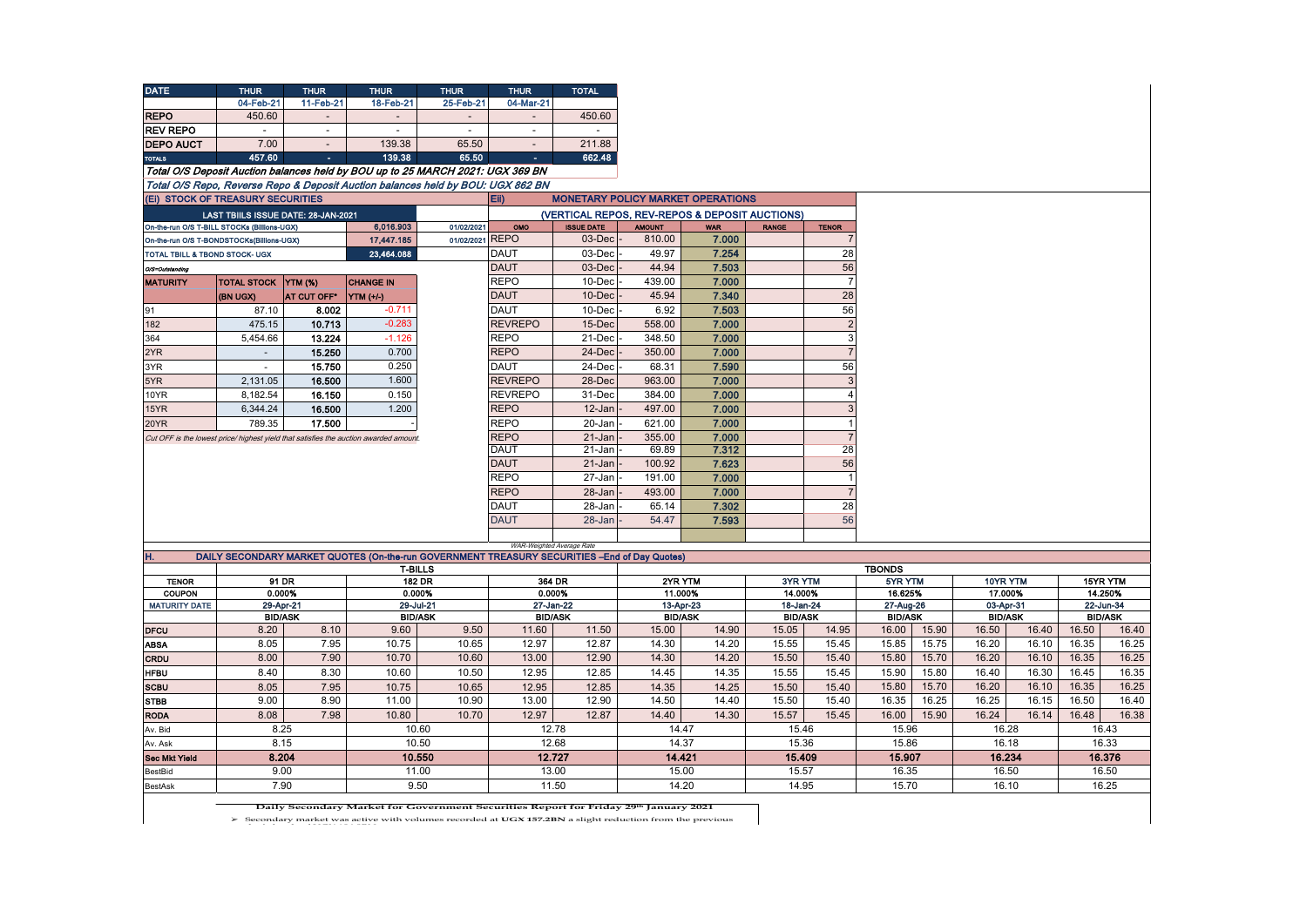| DATE | THUR | THUR | THUR | THUR | THUR | TOTAL |
|---|---|---|---|---|---|---|
| | 04-Feb-21 | 11-Feb-21 | 18-Feb-21 | 25-Feb-21 | 04-Mar-21 | |
| REPO | 450.60 | - | - | - | - | 450.60 |
| REV REPO | - | - | - | - | - | - |
| DEPO AUCT | 7.00 | - | 139.38 | 65.50 | - | 211.88 |
| TOTALS | 457.60 | - | 139.38 | 65.50 | - | 662.48 |

*Total O/S Deposit Auction balances held by BOU up to 25 MARCH 2021: UGX 369 BN*

*Total O/S Repo, Reverse Repo & Deposit Auction balances held by BOU: UGX 862 BN*

## (EI) STOCK OF TREASURY SECURITIES

| LAST TBIILS ISSUE DATE: 28-JAN-2021 | | | |
|---|---|---|---|
| On-the-run O/S T-BILL STOCKs (Billions-UGX) | 6,016.903 | 01/02/2021 |
| On-the-run O/S T-BONDSTOCKs(Billions-UGX) | 17,447.185 | 01/02/2021 |
| TOTAL TBILL & TBOND STOCK- UGX | 23,464.088 | |

*O/S=Outstanding*

| MATURITY | TOTAL STOCK (BN UGX) | YTM (%) AT CUT OFF* | CHANGE IN YTM (+/-) |
|---|---|---|---|
| 91 | 87.10 | 8.002 | -0.711 |
| 182 | 475.15 | 10.713 | -0.283 |
| 364 | 5,454.66 | 13.224 | -1.126 |
| 2YR | - | 15.250 | 0.700 |
| 3YR | - | 15.750 | 0.250 |
| 5YR | 2,131.05 | 16.500 | 1.600 |
| 10YR | 8,182.54 | 16.150 | 0.150 |
| 15YR | 6,344.24 | 16.500 | 1.200 |
| 20YR | 789.35 | 17.500 | - |

*Cut OFF is the lowest price/ highest yield that satisfies the auction awarded amount.*

## Eii) MONETARY POLICY MARKET OPERATIONS

### (VERTICAL REPOS, REV-REPOS & DEPOSIT AUCTIONS)

| OMO | ISSUE DATE | AMOUNT | WAR | RANGE | TENOR |
|---|---|---|---|---|---|
| REPO | 03-Dec | 810.00 | 7.000 | | 7 |
| DAUT | 03-Dec | 49.97 | 7.254 | | 28 |
| DAUT | 03-Dec | 44.94 | 7.503 | | 56 |
| REPO | 10-Dec | 439.00 | 7.000 | | 7 |
| DAUT | 10-Dec | 45.94 | 7.340 | | 28 |
| DAUT | 10-Dec | 6.92 | 7.503 | | 56 |
| REVREPO | 15-Dec | 558.00 | 7.000 | | 2 |
| REPO | 21-Dec | 348.50 | 7.000 | | 3 |
| REPO | 24-Dec | 350.00 | 7.000 | | 7 |
| DAUT | 24-Dec | 68.31 | 7.590 | | 56 |
| REVREPO | 28-Dec | 963.00 | 7.000 | | 3 |
| REVREPO | 31-Dec | 384.00 | 7.000 | | 4 |
| REPO | 12-Jan | 497.00 | 7.000 | | 3 |
| REPO | 20-Jan | 621.00 | 7.000 | | 1 |
| REPO | 21-Jan | 355.00 | 7.000 | | 7 |
| DAUT | 21-Jan | 69.89 | 7.312 | | 28 |
| DAUT | 21-Jan | 100.92 | 7.623 | | 56 |
| REPO | 27-Jan | 191.00 | 7.000 | | 1 |
| REPO | 28-Jan | 493.00 | 7.000 | | 7 |
| DAUT | 28-Jan | 65.14 | 7.302 | | 28 |
| DAUT | 28-Jan | 54.47 | 7.593 | | 56 |

*WAR-Weighted Average Rate*

## H. DAILY SECONDARY MARKET QUOTES (On-the-run GOVERNMENT TREASURY SECURITIES –End of Day Quotes)

| | T-BILLS | | | | | | TBONDS | | | | | | | | | | | |
|---|---|---|---|---|---|---|---|---|---|---|---|---|---|---|---|---|---|---|
| TENOR | 91 DR | | 182 DR | | 364 DR | | 2YR YTM | | 3YR YTM | | 5YR YTM | | 10YR YTM | | 15YR YTM | |
| COUPON | 0.000% | | 0.000% | | 0.000% | | 11.000% | | 14.000% | | 16.625% | | 17.000% | | 14.250% | |
| MATURITY DATE | 29-Apr-21 | | 29-Jul-21 | | 27-Jan-22 | | 13-Apr-23 | | 18-Jan-24 | | 27-Aug-26 | | 03-Apr-31 | | 22-Jun-34 | |
| | BID/ASK | | BID/ASK | | BID/ASK | | BID/ASK | | BID/ASK | | BID/ASK | | BID/ASK | | BID/ASK | |
| DFCU | 8.20 | 8.10 | 9.60 | 9.50 | 11.60 | 11.50 | 15.00 | 14.90 | 15.05 | 14.95 | 16.00 | 15.90 | 16.50 | 16.40 | 16.50 | 16.40 |
| ABSA | 8.05 | 7.95 | 10.75 | 10.65 | 12.97 | 12.87 | 14.30 | 14.20 | 15.55 | 15.45 | 15.85 | 15.75 | 16.20 | 16.10 | 16.35 | 16.25 |
| CRDU | 8.00 | 7.90 | 10.70 | 10.60 | 13.00 | 12.90 | 14.30 | 14.20 | 15.50 | 15.40 | 15.80 | 15.70 | 16.20 | 16.10 | 16.35 | 16.25 |
| HFBU | 8.40 | 8.30 | 10.60 | 10.50 | 12.95 | 12.85 | 14.45 | 14.35 | 15.55 | 15.45 | 15.90 | 15.80 | 16.40 | 16.30 | 16.45 | 16.35 |
| SCBU | 8.05 | 7.95 | 10.75 | 10.65 | 12.95 | 12.85 | 14.35 | 14.25 | 15.50 | 15.40 | 15.80 | 15.70 | 16.20 | 16.10 | 16.35 | 16.25 |
| STBB | 9.00 | 8.90 | 11.00 | 10.90 | 13.00 | 12.90 | 14.50 | 14.40 | 15.50 | 15.40 | 16.35 | 16.25 | 16.25 | 16.15 | 16.50 | 16.40 |
| RODA | 8.08 | 7.98 | 10.80 | 10.70 | 12.97 | 12.87 | 14.40 | 14.30 | 15.57 | 15.45 | 16.00 | 15.90 | 16.24 | 16.14 | 16.48 | 16.38 |
| Av. Bid | 8.25 | | 10.60 | | 12.78 | | 14.47 | | 15.46 | | 15.96 | | 16.28 | | 16.43 | |
| Av. Ask | 8.15 | | 10.50 | | 12.68 | | 14.37 | | 15.36 | | 15.86 | | 16.18 | | 16.33 | |
| Sec Mkt Yield | 8.204 | | 10.550 | | 12.727 | | 14.421 | | 15.409 | | 15.907 | | 16.234 | | 16.376 | |
| BestBid | 9.00 | | 11.00 | | 13.00 | | 15.00 | | 15.57 | | 16.35 | | 16.50 | | 16.50 | |
| BestAsk | 7.90 | | 9.50 | | 11.50 | | 14.20 | | 14.95 | | 15.70 | | 16.10 | | 16.25 | |

**Daily Secondary Market for Government Securities Report for Friday 29th January 2021**

- Secondary market was active with volumes recorded at **UGX 157.2BN** a slight reduction from the previous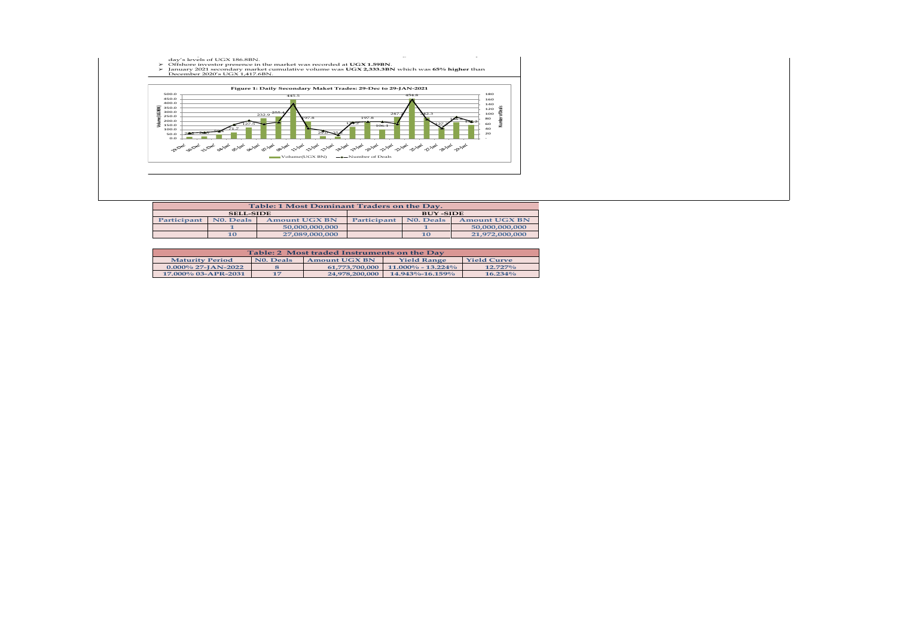day's levels of UGX 186.8BN.

- Offshore investor presence in the market was recorded at **UGX 1.59BN**.
- January 2021 secondary market cumulative volume was **UGX 2,333.3BN** which was **65% higher** than December 2020's UGX 1,417.6BN.

**Figure 1: Daily Secondary Maket Trades: 29-Dec to 29-JAN-2021**

Volume (UGX BN)

Number of Deals

500.0
450.0
400.0
350.0
300.0
250.0
200.0
150.0
100.0
50.0
0.0

180
160
140
120
100
80
60
40
20
-

445.5
454.8
255.4
232.9
247.2
197.8
197.8
232.3
186.8
127.5
106.1
127
71.7
155.2

29-Dec' 30-Dec' 31-Dec' 04-Jan' 05-Jan' 06-Jan' 07-Jan' 08-Jan' 11-Jan' 12-Jan' 13-Jan' 18-Jan' 19-Jan' 20-Jan' 21-Jan' 22-Jan' 25-Jan' 27-Jan' 28-Jan' 29-Jan'

Volume(UGX BN)    Number of Deals

| Table: 1 Most Dominant Traders on the Day. | | | | | |
|---|---|---|---|---|---|
| SELL-SIDE | | | BUY -SIDE | | |
| Participant | N0. Deals | Amount UGX BN | Participant | N0. Deals | Amount UGX BN |
| | 1 | 50,000,000,000 | | 1 | 50,000,000,000 |
| | 10 | 27,089,000,000 | | 10 | 21,972,000,000 |

| Table: 2 Most traded Instruments on the Day | | | | |
|---|---|---|---|---|
| Maturity Period | N0. Deals | Amount UGX BN | Yield Range | Yield Curve |
| 0.000% 27-JAN-2022 | 8 | 61,773,700,000 | 11.000% - 13.224% | 12.727% |
| 17.000% 03-APR-2031 | 17 | 24,978,200,000 | 14.943%-16.159% | 16.234% |